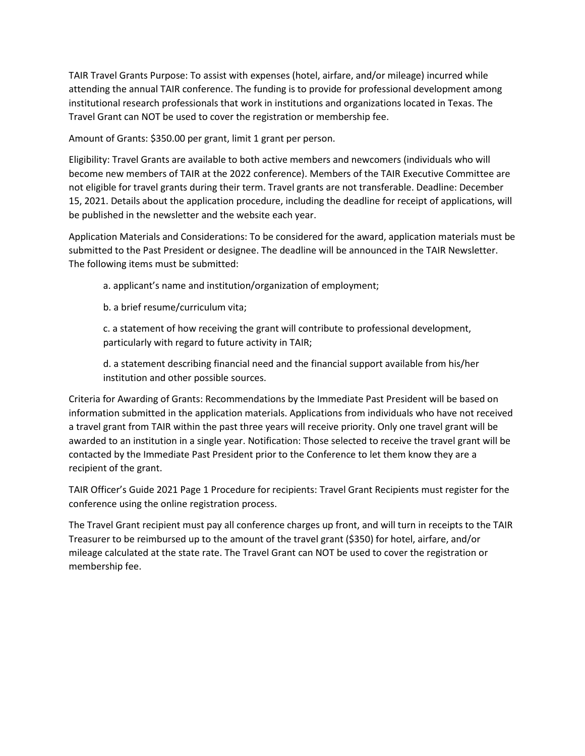TAIR Travel Grants Purpose: To assist with expenses (hotel, airfare, and/or mileage) incurred while attending the annual TAIR conference. The funding is to provide for professional development among institutional research professionals that work in institutions and organizations located in Texas. The Travel Grant can NOT be used to cover the registration or membership fee.

Amount of Grants: $350.00 per grant, limit 1 grant per person.

Eligibility: Travel Grants are available to both active members and newcomers (individuals who will become new members of TAIR at the 2022 conference). Members of the TAIR Executive Committee are not eligible for travel grants during their term. Travel grants are not transferable. Deadline: December 15, 2021. Details about the application procedure, including the deadline for receipt of applications, will be published in the newsletter and the website each year.

Application Materials and Considerations: To be considered for the award, application materials must be submitted to the Past President or designee. The deadline will be announced in the TAIR Newsletter. The following items must be submitted:

a. applicant's name and institution/organization of employment;

b. a brief resume/curriculum vita;

c. a statement of how receiving the grant will contribute to professional development, particularly with regard to future activity in TAIR;

d. a statement describing financial need and the financial support available from his/her institution and other possible sources.

Criteria for Awarding of Grants: Recommendations by the Immediate Past President will be based on information submitted in the application materials. Applications from individuals who have not received a travel grant from TAIR within the past three years will receive priority. Only one travel grant will be awarded to an institution in a single year. Notification: Those selected to receive the travel grant will be contacted by the Immediate Past President prior to the Conference to let them know they are a recipient of the grant.

TAIR Officer's Guide 2021 Page 1 Procedure for recipients: Travel Grant Recipients must register for the conference using the online registration process.

The Travel Grant recipient must pay all conference charges up front, and will turn in receipts to the TAIR Treasurer to be reimbursed up to the amount of the travel grant ($350) for hotel, airfare, and/or mileage calculated at the state rate. The Travel Grant can NOT be used to cover the registration or membership fee.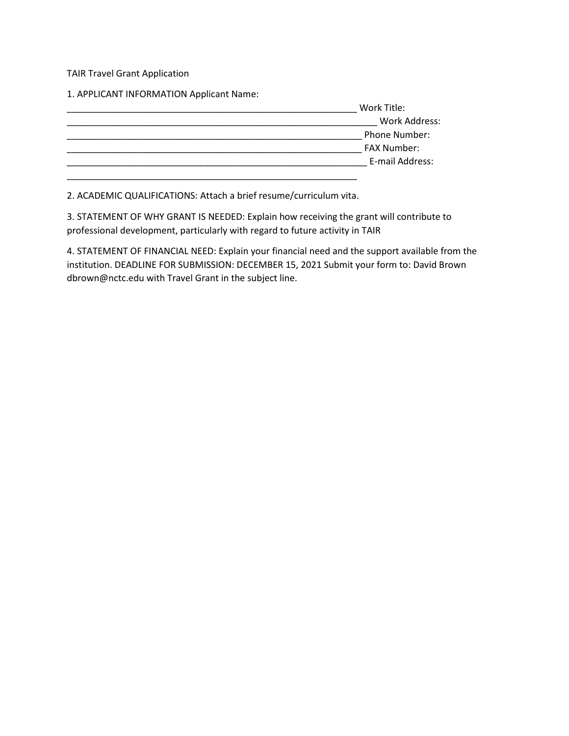TAIR Travel Grant Application

1. APPLICANT INFORMATION Applicant Name:

_____________________________________________________________ Work Title:
_________________________________________________________________ Work Address:
______________________________________________________________ Phone Number:
______________________________________________________________ FAX Number:
_______________________________________________________________ E-mail Address:
_____________________________________________________________

2. ACADEMIC QUALIFICATIONS: Attach a brief resume/curriculum vita.

3. STATEMENT OF WHY GRANT IS NEEDED: Explain how receiving the grant will contribute to professional development, particularly with regard to future activity in TAIR

4. STATEMENT OF FINANCIAL NEED: Explain your financial need and the support available from the institution. DEADLINE FOR SUBMISSION: DECEMBER 15, 2021 Submit your form to: David Brown dbrown@nctc.edu with Travel Grant in the subject line.